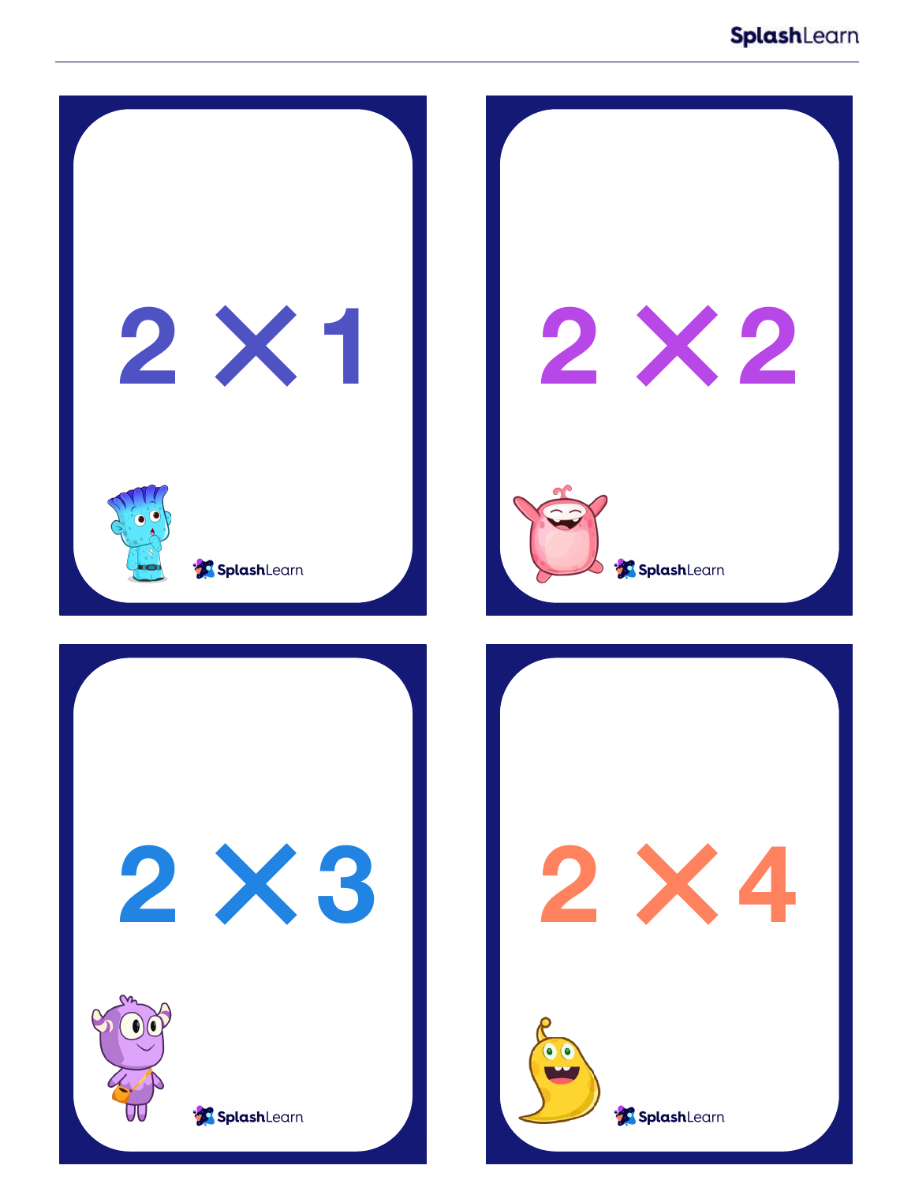$2 \times 1$

SplashLearn

$2 \times 2$

SplashLearn

$2 \times 3$

SplashLearn

$2 \times 4$

SplashLearn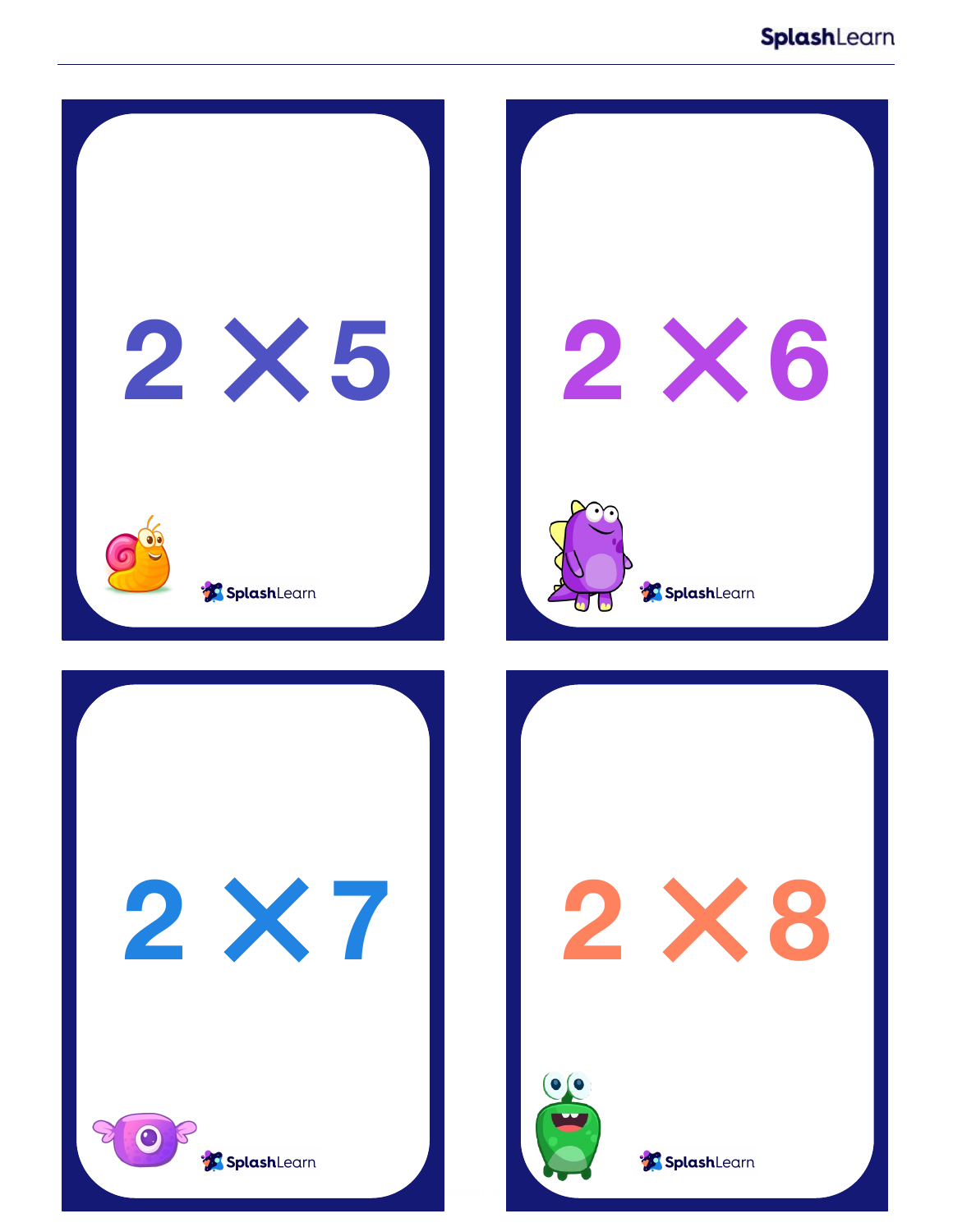$2 \times 5$

SplashLearn

$2 \times 6$

SplashLearn

$2 \times 7$

SplashLearn

$2 \times 8$

SplashLearn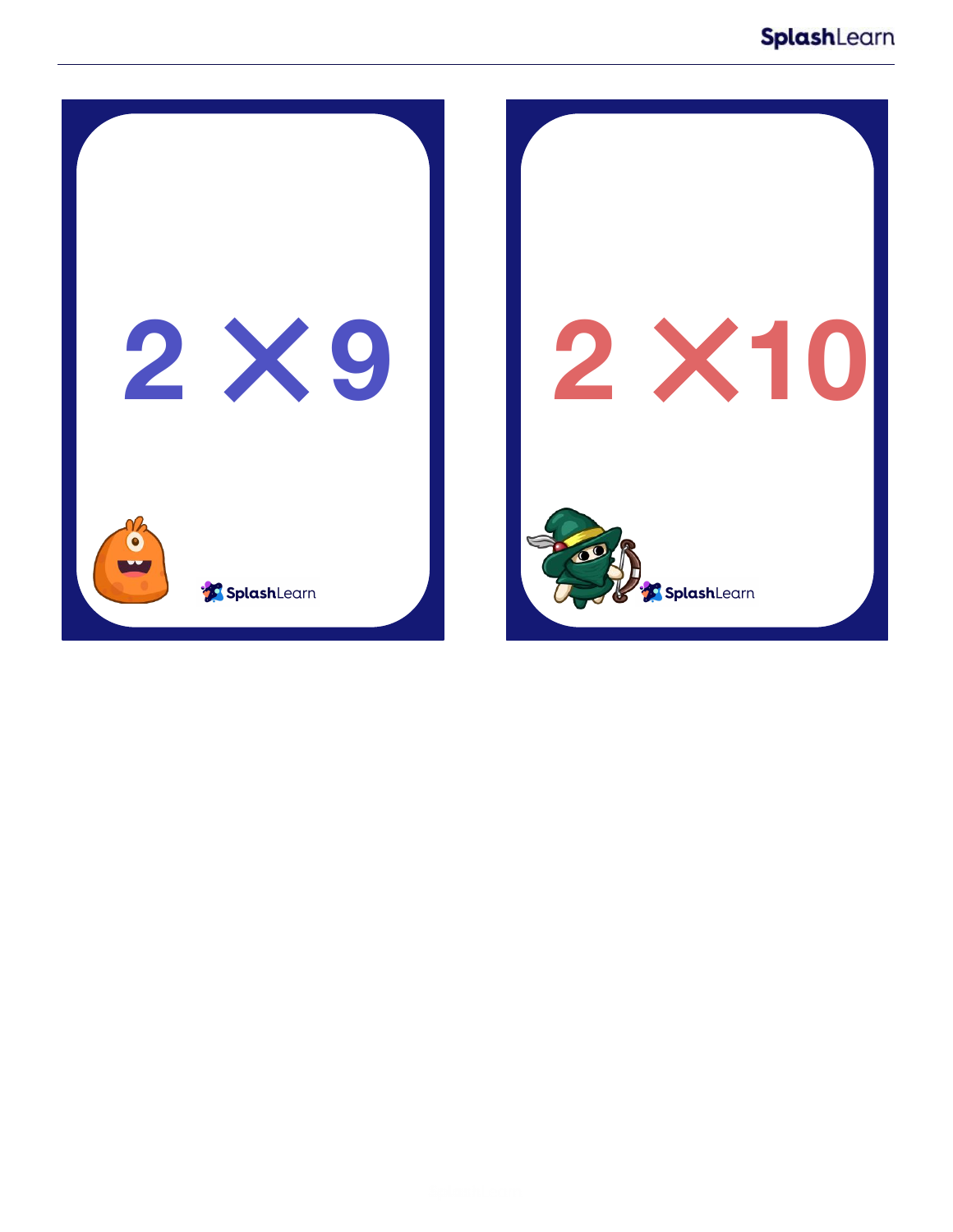$2 \times 9$

SplashLearn

$2 \times 10$

SplashLearn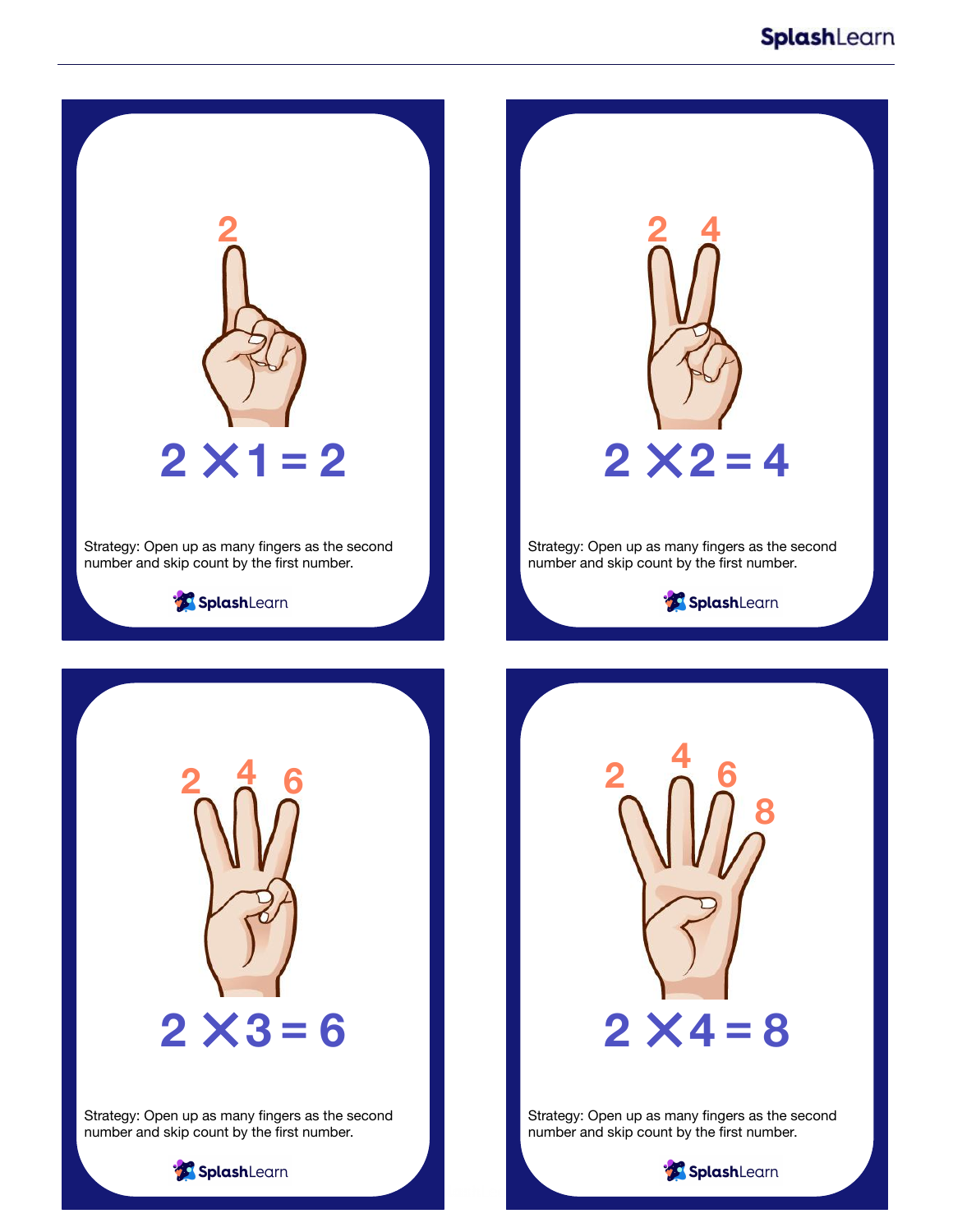2

$$2 \times 1 = 2$$

Strategy: Open up as many fingers as the second number and skip count by the first number.

SplashLearn

2 4

$$2 \times 2 = 4$$

Strategy: Open up as many fingers as the second number and skip count by the first number.

SplashLearn

2 4 6

$$2 \times 3 = 6$$

Strategy: Open up as many fingers as the second number and skip count by the first number.

SplashLearn

2 4 6 8

$$2 \times 4 = 8$$

Strategy: Open up as many fingers as the second number and skip count by the first number.

SplashLearn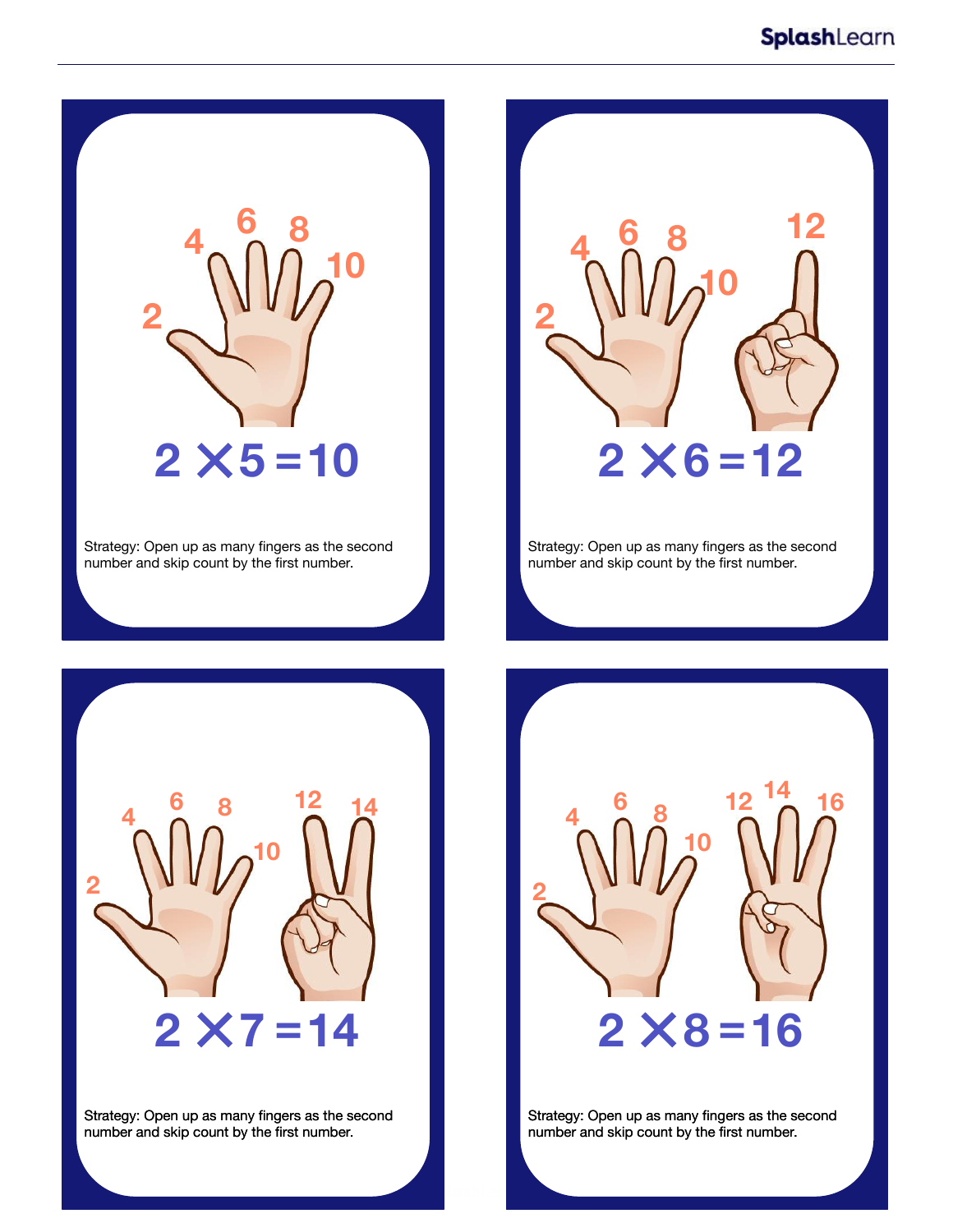2 4 6 8 10

$2 \times 5 = 10$

Strategy: Open up as many fingers as the second number and skip count by the first number.

2 4 6 8 10 12

$2 \times 6 = 12$

Strategy: Open up as many fingers as the second number and skip count by the first number.

2 4 6 8 10 12 14

$2 \times 7 = 14$

Strategy: Open up as many fingers as the second number and skip count by the first number.

2 4 6 8 10 12 14 16

$2 \times 8 = 16$

Strategy: Open up as many fingers as the second number and skip count by the first number.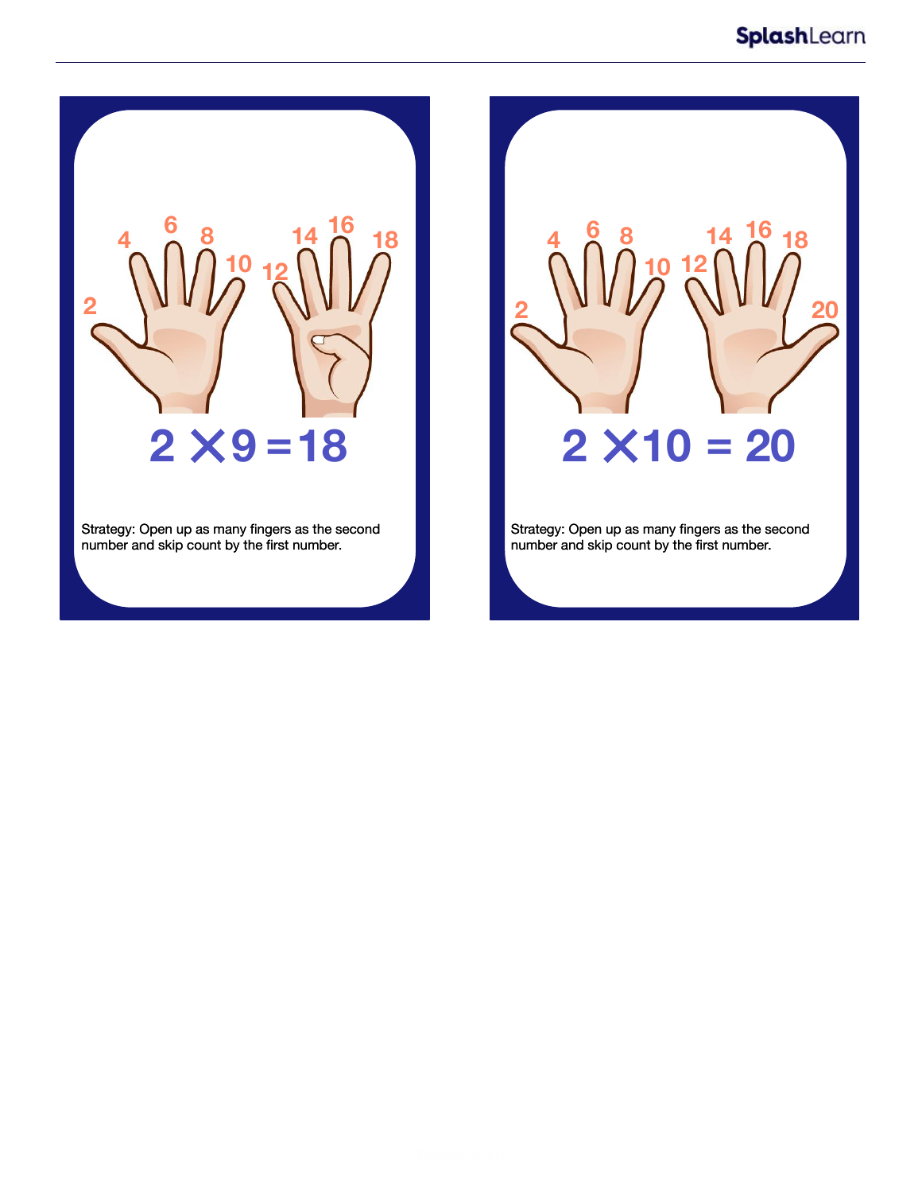2 4 6 8 10 12 14 16 18

$2 \times 9 = 18$

Strategy: Open up as many fingers as the second number and skip count by the first number.

2 4 6 8 10 12 14 16 18 20

$2 \times 10 = 20$

Strategy: Open up as many fingers as the second number and skip count by the first number.